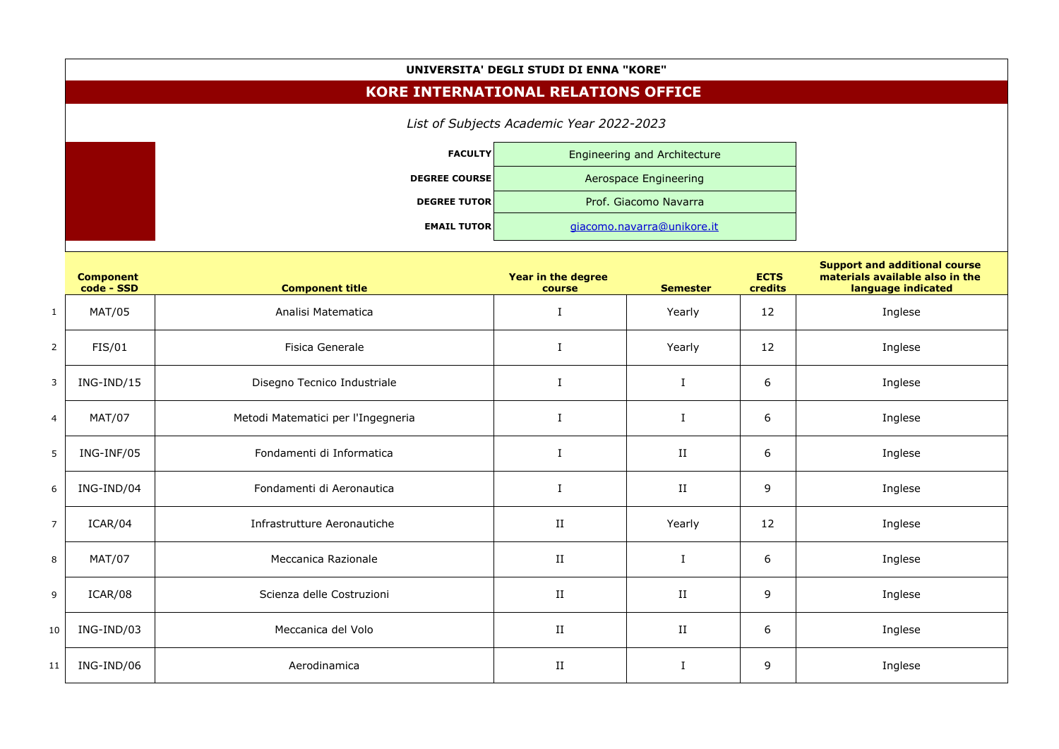**UNIVERSITA' DEGLI STUDI DI ENNA "KORE"**

# KORE INTERNATIONAL RELATIONS OFFICE

*List of Subjects Academic Year 2022-2023*

| | |
|---|---|
| **FACULTY** | Engineering and Architecture |
| **DEGREE COURSE** | Aerospace Engineering |
| **DEGREE TUTOR** | Prof. Giacomo Navarra |
| **EMAIL TUTOR** | giacomo.navarra@unikore.it |

| | Component code - SSD | Component title | Year in the degree course | Semester | ECTS credits | Support and additional course materials available also in the language indicated |
|---|---|---|---|---|---|---|
| 1 | MAT/05 | Analisi Matematica | I | Yearly | 12 | Inglese |
| 2 | FIS/01 | Fisica Generale | I | Yearly | 12 | Inglese |
| 3 | ING-IND/15 | Disegno Tecnico Industriale | I | I | 6 | Inglese |
| 4 | MAT/07 | Metodi Matematici per l'Ingegneria | I | I | 6 | Inglese |
| 5 | ING-INF/05 | Fondamenti di Informatica | I | II | 6 | Inglese |
| 6 | ING-IND/04 | Fondamenti di Aeronautica | I | II | 9 | Inglese |
| 7 | ICAR/04 | Infrastrutture Aeronautiche | II | Yearly | 12 | Inglese |
| 8 | MAT/07 | Meccanica Razionale | II | I | 6 | Inglese |
| 9 | ICAR/08 | Scienza delle Costruzioni | II | II | 9 | Inglese |
| 10 | ING-IND/03 | Meccanica del Volo | II | II | 6 | Inglese |
| 11 | ING-IND/06 | Aerodinamica | II | I | 9 | Inglese |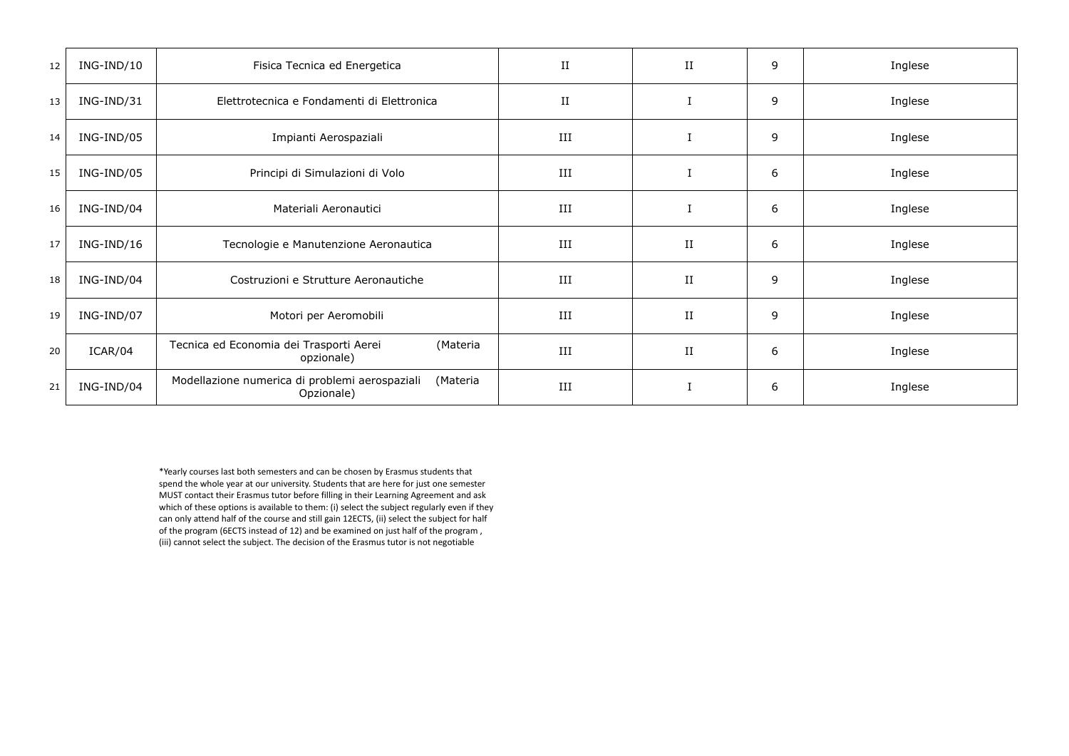| | | | | | | |
|---|---|---|---|---|---|---|
| 12 | ING-IND/10 | Fisica Tecnica ed Energetica | II | II | 9 | Inglese |
| 13 | ING-IND/31 | Elettrotecnica e Fondamenti di Elettronica | II | I | 9 | Inglese |
| 14 | ING-IND/05 | Impianti Aerospaziali | III | I | 9 | Inglese |
| 15 | ING-IND/05 | Principi di Simulazioni di Volo | III | I | 6 | Inglese |
| 16 | ING-IND/04 | Materiali Aeronautici | III | I | 6 | Inglese |
| 17 | ING-IND/16 | Tecnologie e Manutenzione Aeronautica | III | II | 6 | Inglese |
| 18 | ING-IND/04 | Costruzioni e Strutture Aeronautiche | III | II | 9 | Inglese |
| 19 | ING-IND/07 | Motori per Aeromobili | III | II | 9 | Inglese |
| 20 | ICAR/04 | Tecnica ed Economia dei Trasporti Aerei (Materia opzionale) | III | II | 6 | Inglese |
| 21 | ING-IND/04 | Modellazione numerica di problemi aerospaziali (Materia Opzionale) | III | I | 6 | Inglese |

*Yearly courses last both semesters and can be chosen by Erasmus students that spend the whole year at our university. Students that are here for just one semester MUST contact their Erasmus tutor before filling in their Learning Agreement and ask which of these options is available to them: (i) select the subject regularly even if they can only attend half of the course and still gain 12ECTS, (ii) select the subject for half of the program (6ECTS instead of 12) and be examined on just half of the program , (iii) cannot select the subject. The decision of the Erasmus tutor is not negotiable